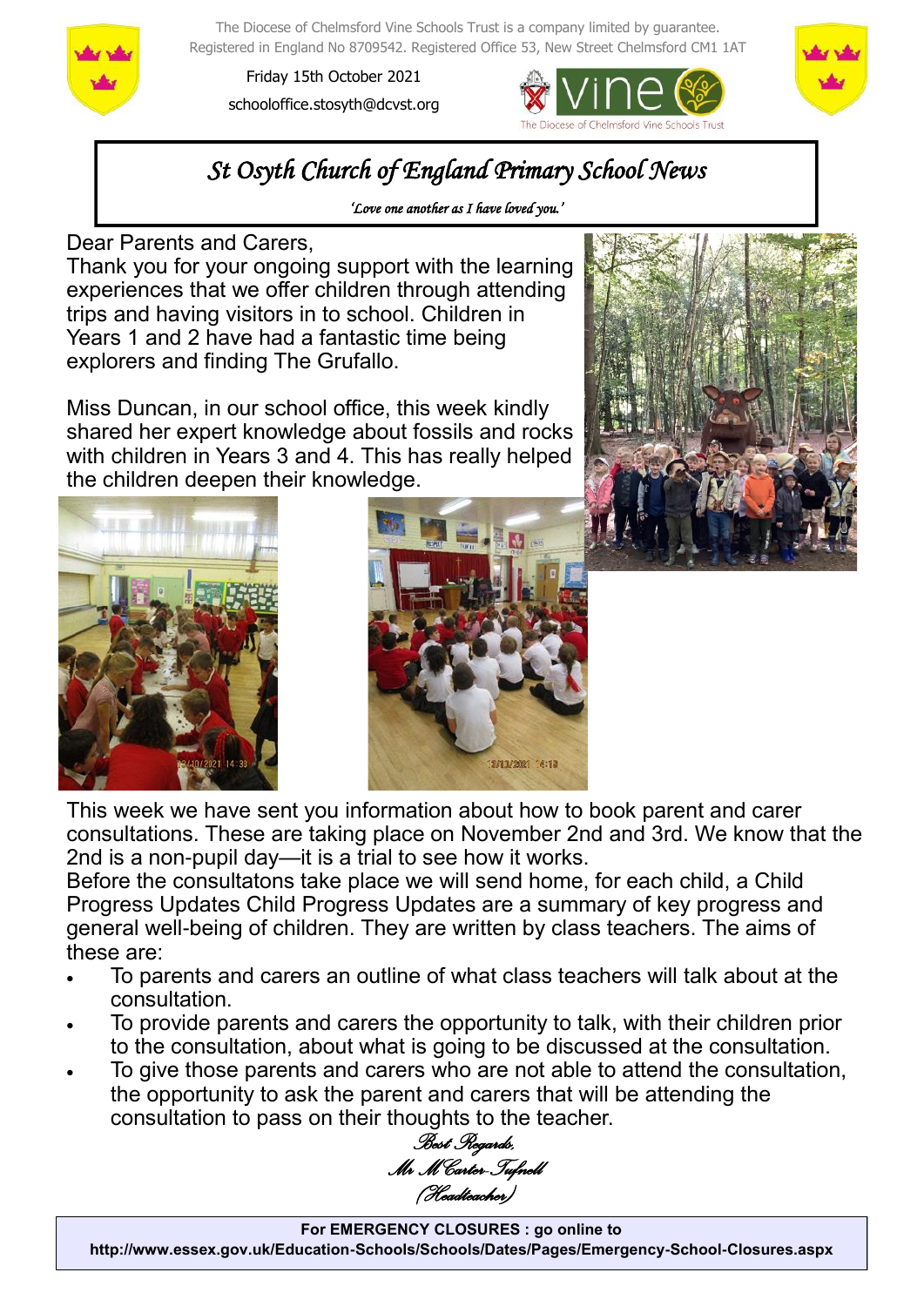The Diocese of Chelmsford Vine Schools Trust is a company limited by guarantee. Registered in England No 8709542. Registered Office 53, New Street Chelmsford CM1 1AT

Friday 15th October 2021

schooloffice.stosyth@dcvst.org

# *St Osyth Church of England Primary School News*

*'Love one another as I have loved you.'*

Dear Parents and Carers,

Thank you for your ongoing support with the learning experiences that we offer children through attending trips and having visitors in to school. Children in Years 1 and 2 have had a fantastic time being explorers and finding The Grufallo.

Miss Duncan, in our school office, this week kindly shared her expert knowledge about fossils and rocks with children in Years 3 and 4. This has really helped the children deepen their knowledge.

This week we have sent you information about how to book parent and carer consultations. These are taking place on November 2nd and 3rd. We know that the 2nd is a non-pupil day—it is a trial to see how it works.

Before the consultatons take place we will send home, for each child, a Child Progress Updates Child Progress Updates are a summary of key progress and general well-being of children. They are written by class teachers. The aims of these are:

- To parents and carers an outline of what class teachers will talk about at the consultation.
- To provide parents and carers the opportunity to talk, with their children prior to the consultation, about what is going to be discussed at the consultation.
- To give those parents and carers who are not able to attend the consultation, the opportunity to ask the parent and carers that will be attending the consultation to pass on their thoughts to the teacher.

*Best Regards,*

*Mr M Carter-Tufnell*

*(Headteacher)*

**For EMERGENCY CLOSURES : go online to**
**http://www.essex.gov.uk/Education-Schools/Schools/Dates/Pages/Emergency-School-Closures.aspx**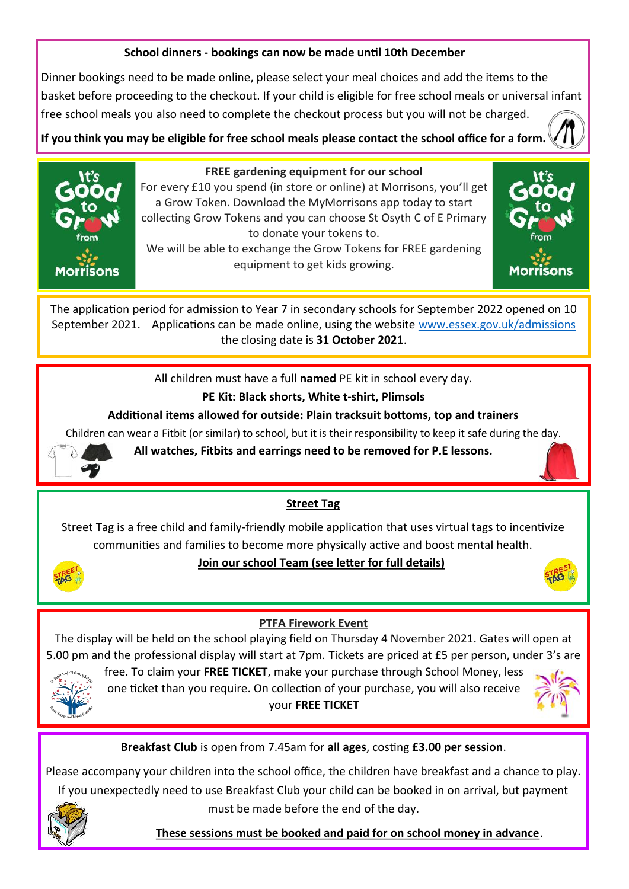**School dinners - bookings can now be made until 10th December**

Dinner bookings need to be made online, please select your meal choices and add the items to the basket before proceeding to the checkout. If your child is eligible for free school meals or universal infant free school meals you also need to complete the checkout process but you will not be charged.

**If you think you may be eligible for free school meals please contact the school office for a form.**

**FREE gardening equipment for our school**

For every £10 you spend (in store or online) at Morrisons, you'll get a Grow Token. Download the MyMorrisons app today to start collecting Grow Tokens and you can choose St Osyth C of E Primary to donate your tokens to.

We will be able to exchange the Grow Tokens for FREE gardening equipment to get kids growing.

The application period for admission to Year 7 in secondary schools for September 2022 opened on 10 September 2021. Applications can be made online, using the website www.essex.gov.uk/admissions the closing date is **31 October 2021**.

All children must have a full **named** PE kit in school every day.

**PE Kit: Black shorts, White t-shirt, Plimsols**

**Additional items allowed for outside: Plain tracksuit bottoms, top and trainers**

Children can wear a Fitbit (or similar) to school, but it is their responsibility to keep it safe during the day.

**All watches, Fitbits and earrings need to be removed for P.E lessons.**

**Street Tag**

Street Tag is a free child and family-friendly mobile application that uses virtual tags to incentivize communities and families to become more physically active and boost mental health.

**Join our school Team (see letter for full details)**

**PTFA Firework Event**

The display will be held on the school playing field on Thursday 4 November 2021. Gates will open at 5.00 pm and the professional display will start at 7pm. Tickets are priced at £5 per person, under 3's are free. To claim your **FREE TICKET**, make your purchase through School Money, less one ticket than you require. On collection of your purchase, you will also receive your **FREE TICKET**

**Breakfast Club** is open from 7.45am for **all ages**, costing **£3.00 per session**.

Please accompany your children into the school office, the children have breakfast and a chance to play. If you unexpectedly need to use Breakfast Club your child can be booked in on arrival, but payment must be made before the end of the day.

**These sessions must be booked and paid for on school money in advance**.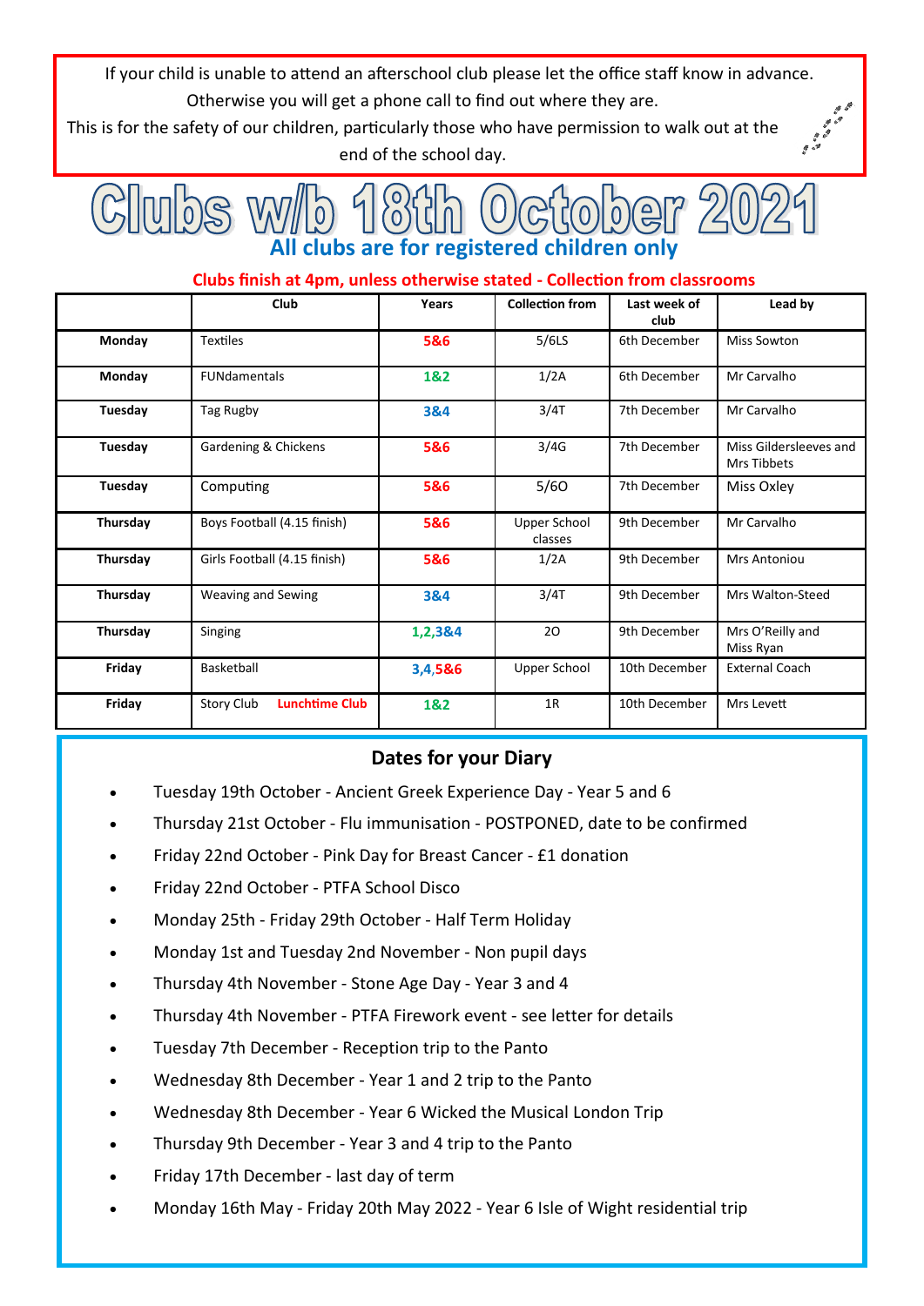If your child is unable to attend an afterschool club please let the office staff know in advance. Otherwise you will get a phone call to find out where they are.
This is for the safety of our children, particularly those who have permission to walk out at the end of the school day.

# Clubs w/b 18th October 2021

## All clubs are for registered children only

**Clubs finish at 4pm, unless otherwise stated - Collection from classrooms**

| | Club | Years | Collection from | Last week of club | Lead by |
|---|---|---|---|---|---|
| **Monday** | Textiles | 5&6 | 5/6LS | 6th December | Miss Sowton |
| **Monday** | FUNdamentals | 1&2 | 1/2A | 6th December | Mr Carvalho |
| **Tuesday** | Tag Rugby | 3&4 | 3/4T | 7th December | Mr Carvalho |
| **Tuesday** | Gardening & Chickens | 5&6 | 3/4G | 7th December | Miss Gildersleeves and Mrs Tibbets |
| **Tuesday** | Computing | 5&6 | 5/6O | 7th December | Miss Oxley |
| **Thursday** | Boys Football (4.15 finish) | 5&6 | Upper School classes | 9th December | Mr Carvalho |
| **Thursday** | Girls Football (4.15 finish) | 5&6 | 1/2A | 9th December | Mrs Antoniou |
| **Thursday** | Weaving and Sewing | 3&4 | 3/4T | 9th December | Mrs Walton-Steed |
| **Thursday** | Singing | 1,2,3&4 | 2O | 9th December | Mrs O'Reilly and Miss Ryan |
| **Friday** | Basketball | 3,4,5&6 | Upper School | 10th December | External Coach |
| **Friday** | Story Club **Lunchtime Club** | 1&2 | 1R | 10th December | Mrs Levett |

## Dates for your Diary

- Tuesday 19th October - Ancient Greek Experience Day - Year 5 and 6
- Thursday 21st October - Flu immunisation - POSTPONED, date to be confirmed
- Friday 22nd October - Pink Day for Breast Cancer - £1 donation
- Friday 22nd October - PTFA School Disco
- Monday 25th - Friday 29th October - Half Term Holiday
- Monday 1st and Tuesday 2nd November - Non pupil days
- Thursday 4th November - Stone Age Day - Year 3 and 4
- Thursday 4th November - PTFA Firework event - see letter for details
- Tuesday 7th December - Reception trip to the Panto
- Wednesday 8th December - Year 1 and 2 trip to the Panto
- Wednesday 8th December - Year 6 Wicked the Musical London Trip
- Thursday 9th December - Year 3 and 4 trip to the Panto
- Friday 17th December - last day of term
- Monday 16th May - Friday 20th May 2022 - Year 6 Isle of Wight residential trip